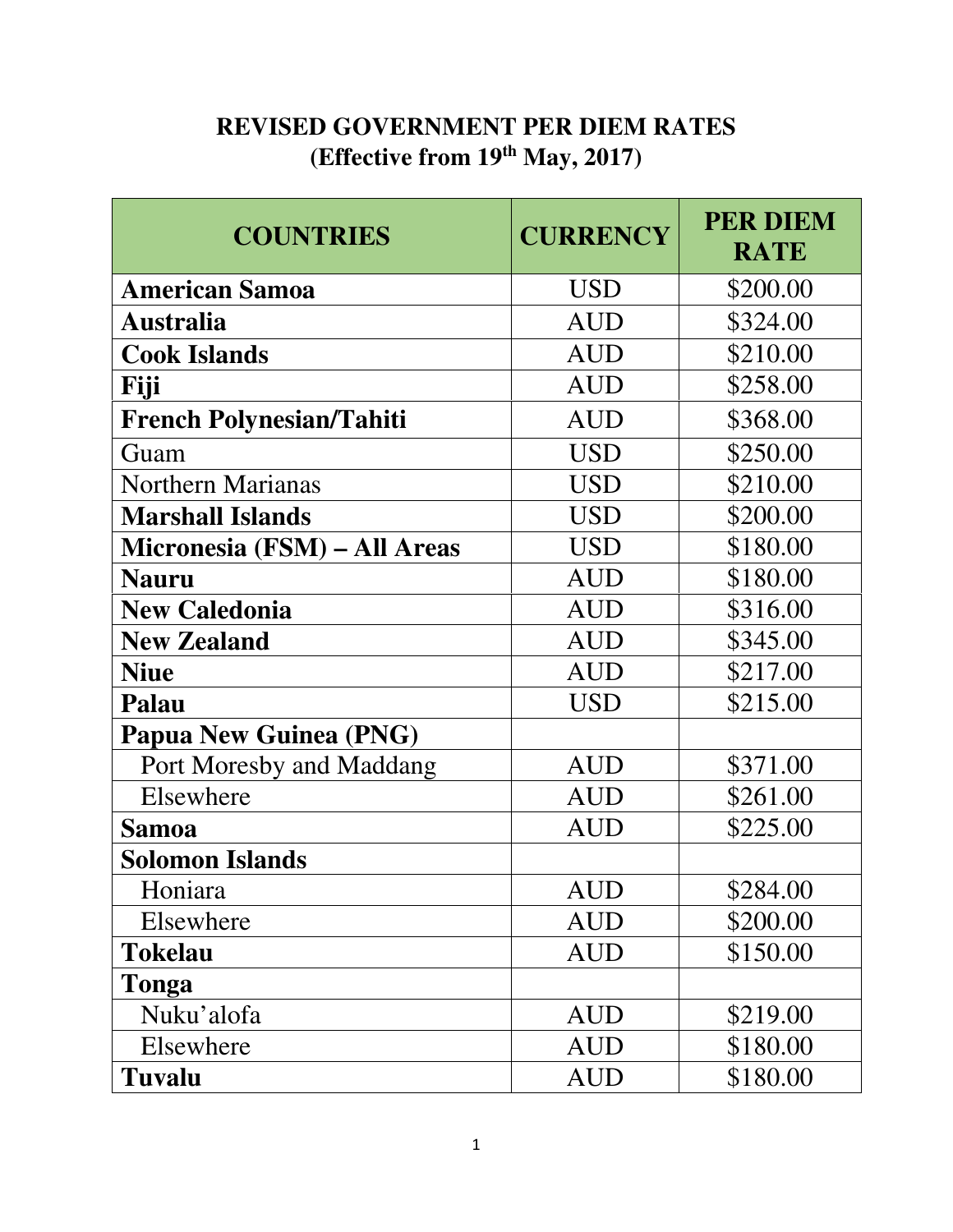# REVISED GOVERNMENT PER DIEM RATES
## (Effective from 19th May, 2017)

| COUNTRIES | CURRENCY | PER DIEM RATE |
|---|---|---|
| **American Samoa** | USD | $200.00 |
| **Australia** | AUD | $324.00 |
| **Cook Islands** | AUD | $210.00 |
| **Fiji** | AUD | $258.00 |
| **French Polynesian/Tahiti** | AUD | $368.00 |
| Guam | USD | $250.00 |
| Northern Marianas | USD | $210.00 |
| **Marshall Islands** | USD | $200.00 |
| **Micronesia (FSM) – All Areas** | USD | $180.00 |
| **Nauru** | AUD | $180.00 |
| **New Caledonia** | AUD | $316.00 |
| **New Zealand** | AUD | $345.00 |
| **Niue** | AUD | $217.00 |
| **Palau** | USD | $215.00 |
| **Papua New Guinea (PNG)** | | |
| Port Moresby and Maddang | AUD | $371.00 |
| Elsewhere | AUD | $261.00 |
| **Samoa** | AUD | $225.00 |
| **Solomon Islands** | | |
| Honiara | AUD | $284.00 |
| Elsewhere | AUD | $200.00 |
| **Tokelau** | AUD | $150.00 |
| **Tonga** | | |
| Nuku'alofa | AUD | $219.00 |
| Elsewhere | AUD | $180.00 |
| **Tuvalu** | AUD | $180.00 |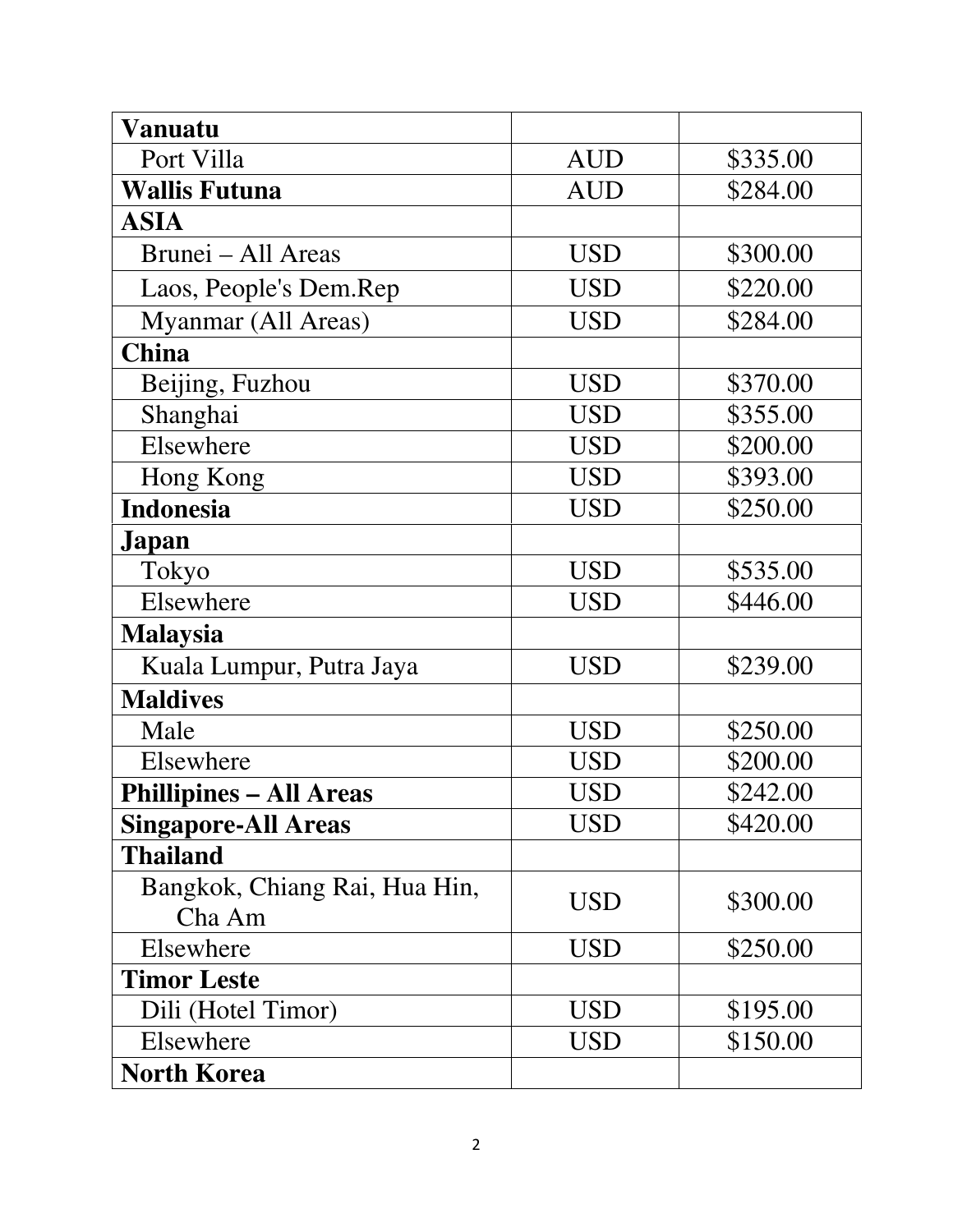| **Vanuatu** | | |
|---|---|---|
| Port Villa | AUD | $335.00 |
| **Wallis Futuna** | AUD | $284.00 |
| **ASIA** | | |
| Brunei – All Areas | USD | $300.00 |
| Laos, People's Dem.Rep | USD | $220.00 |
| Myanmar (All Areas) | USD | $284.00 |
| **China** | | |
| Beijing, Fuzhou | USD | $370.00 |
| Shanghai | USD | $355.00 |
| Elsewhere | USD | $200.00 |
| Hong Kong | USD | $393.00 |
| **Indonesia** | USD | $250.00 |
| **Japan** | | |
| Tokyo | USD | $535.00 |
| Elsewhere | USD | $446.00 |
| **Malaysia** | | |
| Kuala Lumpur, Putra Jaya | USD | $239.00 |
| **Maldives** | | |
| Male | USD | $250.00 |
| Elsewhere | USD | $200.00 |
| **Phillipines – All Areas** | USD | $242.00 |
| **Singapore-All Areas** | USD | $420.00 |
| **Thailand** | | |
| Bangkok, Chiang Rai, Hua Hin, Cha Am | USD | $300.00 |
| Elsewhere | USD | $250.00 |
| **Timor Leste** | | |
| Dili (Hotel Timor) | USD | $195.00 |
| Elsewhere | USD | $150.00 |
| **North Korea** | | |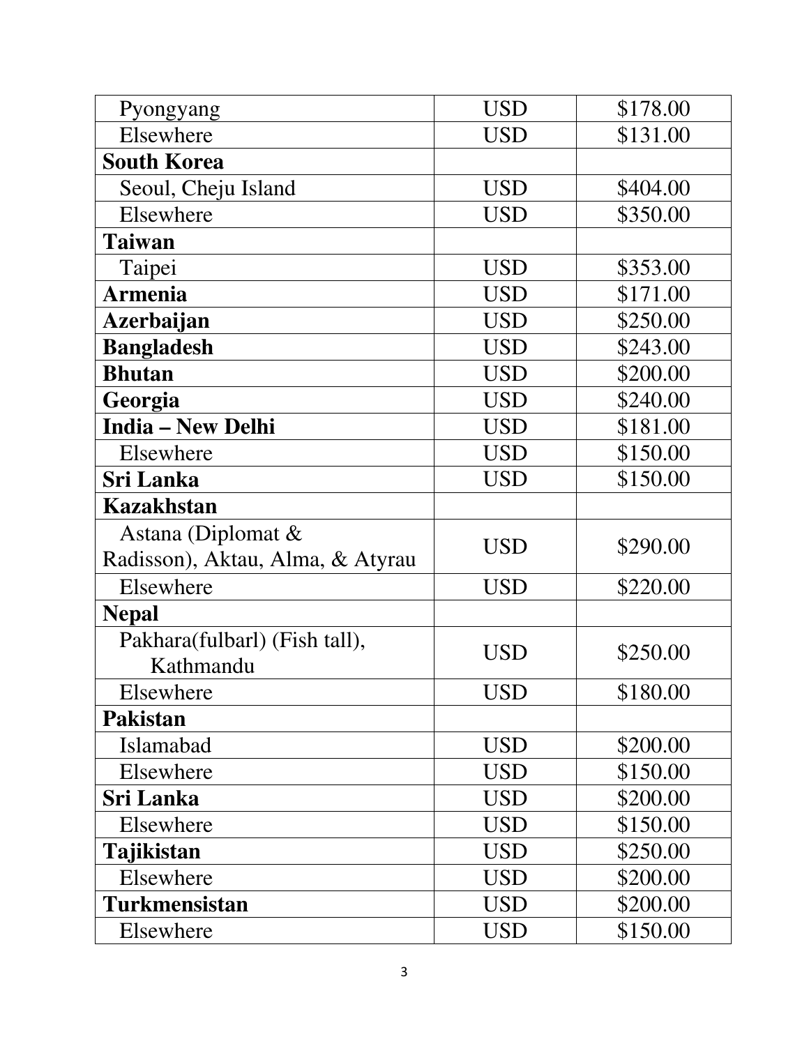| Pyongyang | USD | $178.00 |
|---|---|---|
| Elsewhere | USD | $131.00 |
| **South Korea** | | |
| Seoul, Cheju Island | USD | $404.00 |
| Elsewhere | USD | $350.00 |
| **Taiwan** | | |
| Taipei | USD | $353.00 |
| **Armenia** | USD | $171.00 |
| **Azerbaijan** | USD | $250.00 |
| **Bangladesh** | USD | $243.00 |
| **Bhutan** | USD | $200.00 |
| **Georgia** | USD | $240.00 |
| **India – New Delhi** | USD | $181.00 |
| Elsewhere | USD | $150.00 |
| **Sri Lanka** | USD | $150.00 |
| **Kazakhstan** | | |
| Astana (Diplomat & Radisson), Aktau, Alma, & Atyrau | USD | $290.00 |
| Elsewhere | USD | $220.00 |
| **Nepal** | | |
| Pakhara(fulbarl) (Fish tall), Kathmandu | USD | $250.00 |
| Elsewhere | USD | $180.00 |
| **Pakistan** | | |
| Islamabad | USD | $200.00 |
| Elsewhere | USD | $150.00 |
| **Sri Lanka** | USD | $200.00 |
| Elsewhere | USD | $150.00 |
| **Tajikistan** | USD | $250.00 |
| Elsewhere | USD | $200.00 |
| **Turkmensistan** | USD | $200.00 |
| Elsewhere | USD | $150.00 |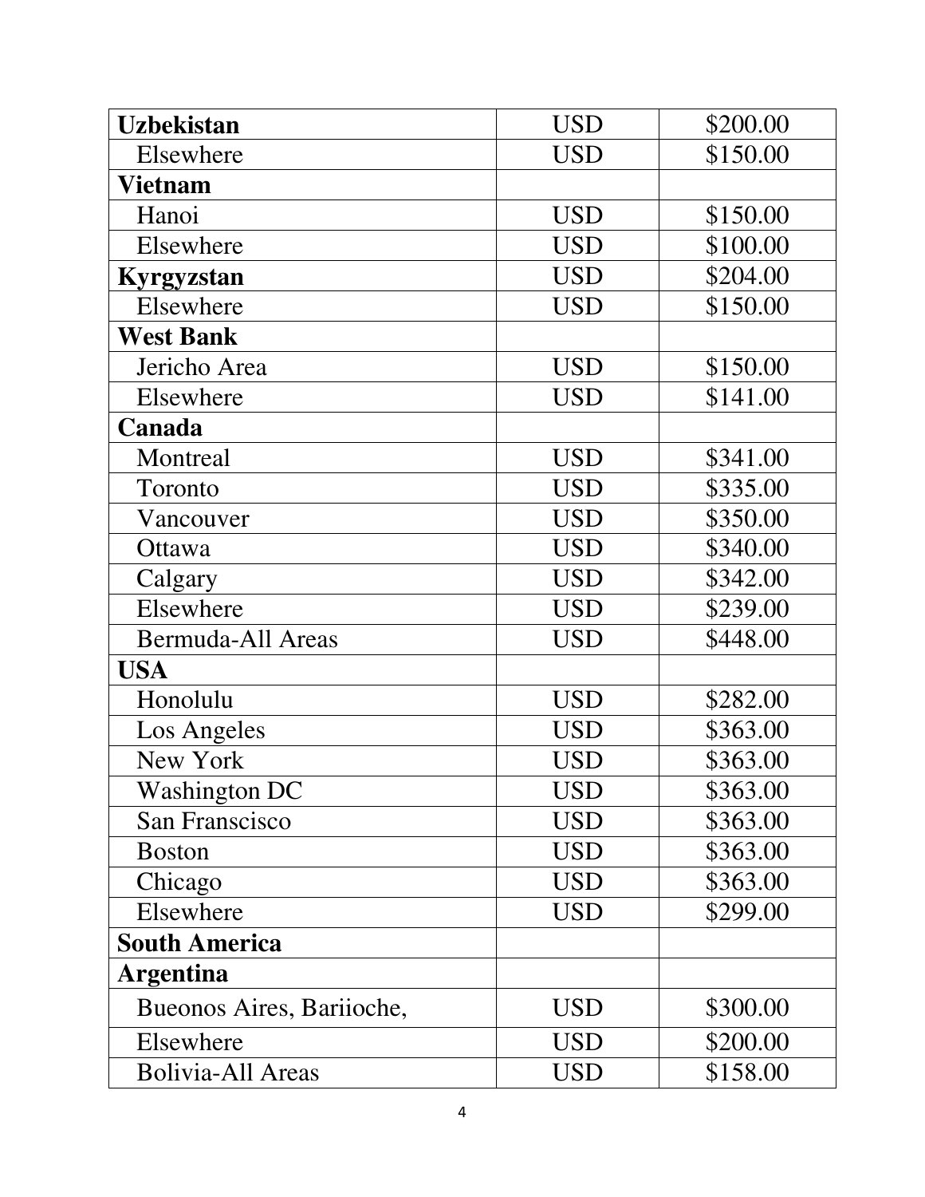| **Uzbekistan** | USD | $200.00 |
|---|---|---|
| Elsewhere | USD | $150.00 |
| **Vietnam** | | |
| Hanoi | USD | $150.00 |
| Elsewhere | USD | $100.00 |
| **Kyrgyzstan** | USD | $204.00 |
| Elsewhere | USD | $150.00 |
| **West Bank** | | |
| Jericho Area | USD | $150.00 |
| Elsewhere | USD | $141.00 |
| **Canada** | | |
| Montreal | USD | $341.00 |
| Toronto | USD | $335.00 |
| Vancouver | USD | $350.00 |
| Ottawa | USD | $340.00 |
| Calgary | USD | $342.00 |
| Elsewhere | USD | $239.00 |
| Bermuda-All Areas | USD | $448.00 |
| **USA** | | |
| Honolulu | USD | $282.00 |
| Los Angeles | USD | $363.00 |
| New York | USD | $363.00 |
| Washington DC | USD | $363.00 |
| San Franscisco | USD | $363.00 |
| Boston | USD | $363.00 |
| Chicago | USD | $363.00 |
| Elsewhere | USD | $299.00 |
| **South America** | | |
| **Argentina** | | |
| Bueonos Aires, Bariioche, | USD | $300.00 |
| Elsewhere | USD | $200.00 |
| Bolivia-All Areas | USD | $158.00 |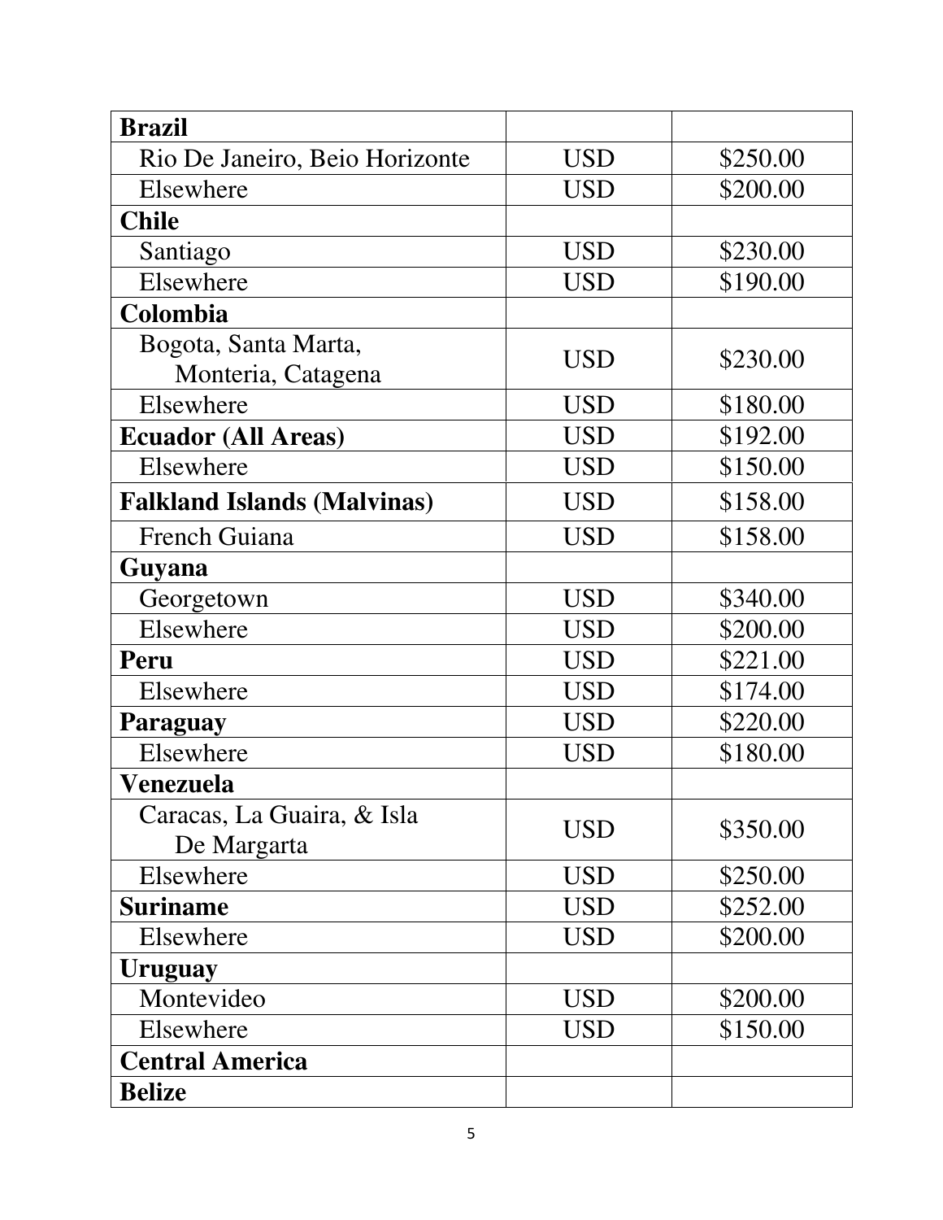| **Brazil** | | |
|---|---|---|
| Rio De Janeiro, Beio Horizonte | USD | $250.00 |
| Elsewhere | USD | $200.00 |
| **Chile** | | |
| Santiago | USD | $230.00 |
| Elsewhere | USD | $190.00 |
| **Colombia** | | |
| Bogota, Santa Marta, Monteria, Catagena | USD | $230.00 |
| Elsewhere | USD | $180.00 |
| **Ecuador (All Areas)** | USD | $192.00 |
| Elsewhere | USD | $150.00 |
| **Falkland Islands (Malvinas)** | USD | $158.00 |
| French Guiana | USD | $158.00 |
| **Guyana** | | |
| Georgetown | USD | $340.00 |
| Elsewhere | USD | $200.00 |
| **Peru** | USD | $221.00 |
| Elsewhere | USD | $174.00 |
| **Paraguay** | USD | $220.00 |
| Elsewhere | USD | $180.00 |
| **Venezuela** | | |
| Caracas, La Guaira, & Isla De Margarta | USD | $350.00 |
| Elsewhere | USD | $250.00 |
| **Suriname** | USD | $252.00 |
| Elsewhere | USD | $200.00 |
| **Uruguay** | | |
| Montevideo | USD | $200.00 |
| Elsewhere | USD | $150.00 |
| **Central America** | | |
| **Belize** | | |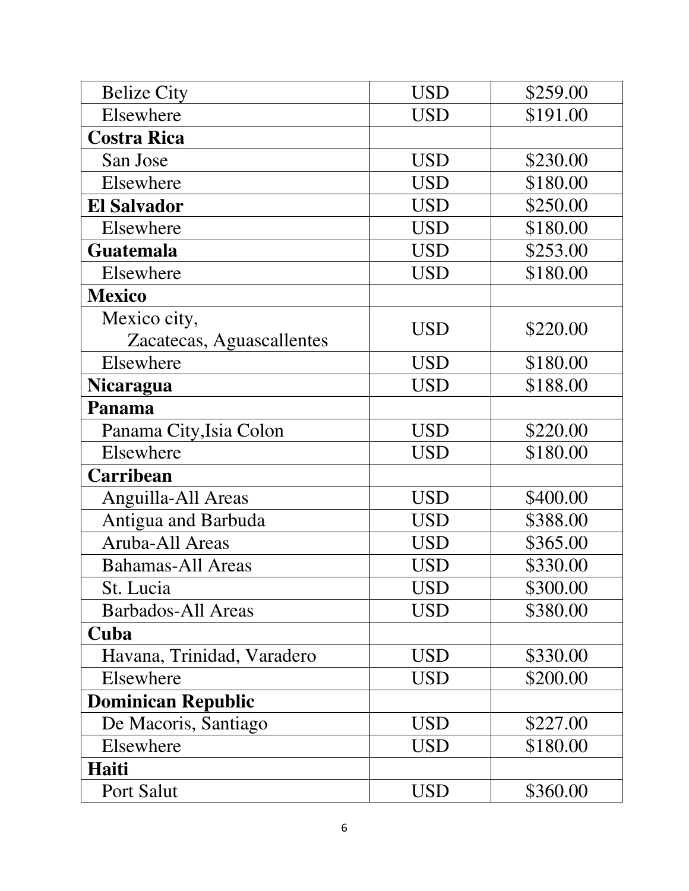| | | |
|---|---|---|
| Belize City | USD | $259.00 |
| Elsewhere | USD | $191.00 |
| **Costra Rica** | | |
| San Jose | USD | $230.00 |
| Elsewhere | USD | $180.00 |
| **El Salvador** | USD | $250.00 |
| Elsewhere | USD | $180.00 |
| **Guatemala** | USD | $253.00 |
| Elsewhere | USD | $180.00 |
| **Mexico** | | |
| Mexico city, Zacatecas, Aguascallentes | USD | $220.00 |
| Elsewhere | USD | $180.00 |
| **Nicaragua** | USD | $188.00 |
| **Panama** | | |
| Panama City,Isia Colon | USD | $220.00 |
| Elsewhere | USD | $180.00 |
| **Carribean** | | |
| Anguilla-All Areas | USD | $400.00 |
| Antigua and Barbuda | USD | $388.00 |
| Aruba-All Areas | USD | $365.00 |
| Bahamas-All Areas | USD | $330.00 |
| St. Lucia | USD | $300.00 |
| Barbados-All Areas | USD | $380.00 |
| **Cuba** | | |
| Havana, Trinidad, Varadero | USD | $330.00 |
| Elsewhere | USD | $200.00 |
| **Dominican Republic** | | |
| De Macoris, Santiago | USD | $227.00 |
| Elsewhere | USD | $180.00 |
| **Haiti** | | |
| Port Salut | USD | $360.00 |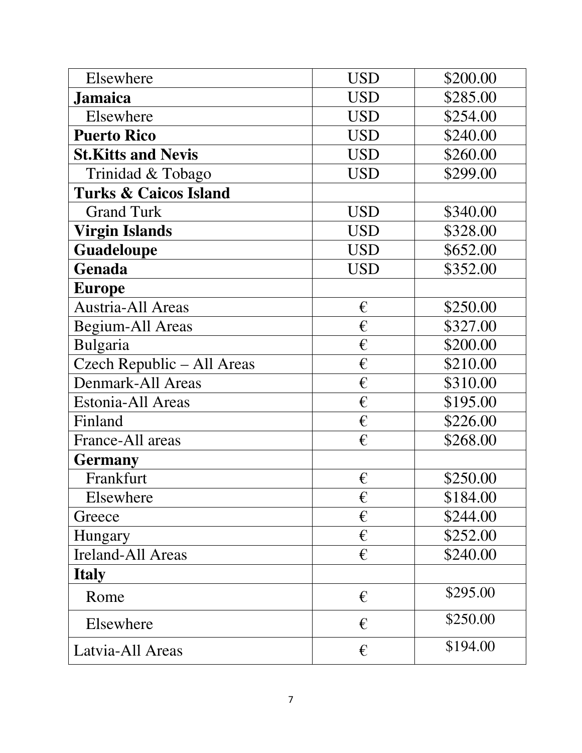| Elsewhere | USD | $200.00 |
|---|---|---|
| **Jamaica** | USD | $285.00 |
| Elsewhere | USD | $254.00 |
| **Puerto Rico** | USD | $240.00 |
| **St.Kitts and Nevis** | USD | $260.00 |
| Trinidad & Tobago | USD | $299.00 |
| **Turks & Caicos Island** | | |
| Grand Turk | USD | $340.00 |
| **Virgin Islands** | USD | $328.00 |
| **Guadeloupe** | USD | $652.00 |
| **Genada** | USD | $352.00 |
| **Europe** | | |
| Austria-All Areas | € | $250.00 |
| Begium-All Areas | € | $327.00 |
| Bulgaria | € | $200.00 |
| Czech Republic – All Areas | € | $210.00 |
| Denmark-All Areas | € | $310.00 |
| Estonia-All Areas | € | $195.00 |
| Finland | € | $226.00 |
| France-All areas | € | $268.00 |
| **Germany** | | |
| Frankfurt | € | $250.00 |
| Elsewhere | € | $184.00 |
| Greece | € | $244.00 |
| Hungary | € | $252.00 |
| Ireland-All Areas | € | $240.00 |
| **Italy** | | |
| Rome | € | $295.00 |
| Elsewhere | € | $250.00 |
| Latvia-All Areas | € | $194.00 |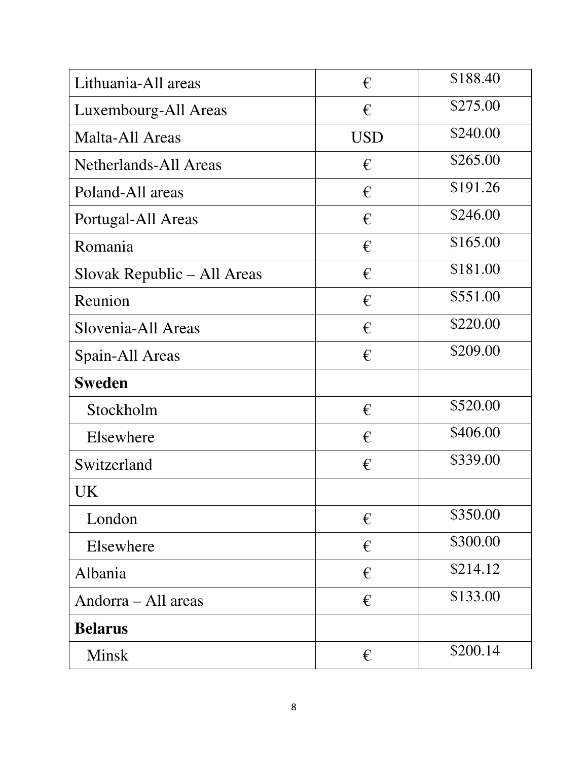| | | |
|---|---|---|
| Lithuania-All areas | € | $188.40 |
| Luxembourg-All Areas | € | $275.00 |
| Malta-All Areas | USD | $240.00 |
| Netherlands-All Areas | € | $265.00 |
| Poland-All areas | € | $191.26 |
| Portugal-All Areas | € | $246.00 |
| Romania | € | $165.00 |
| Slovak Republic – All Areas | € | $181.00 |
| Reunion | € | $551.00 |
| Slovenia-All Areas | € | $220.00 |
| Spain-All Areas | € | $209.00 |
| **Sweden** | | |
| Stockholm | € | $520.00 |
| Elsewhere | € | $406.00 |
| Switzerland | € | $339.00 |
| UK | | |
| London | € | $350.00 |
| Elsewhere | € | $300.00 |
| Albania | € | $214.12 |
| Andorra – All areas | € | $133.00 |
| **Belarus** | | |
| Minsk | € | $200.14 |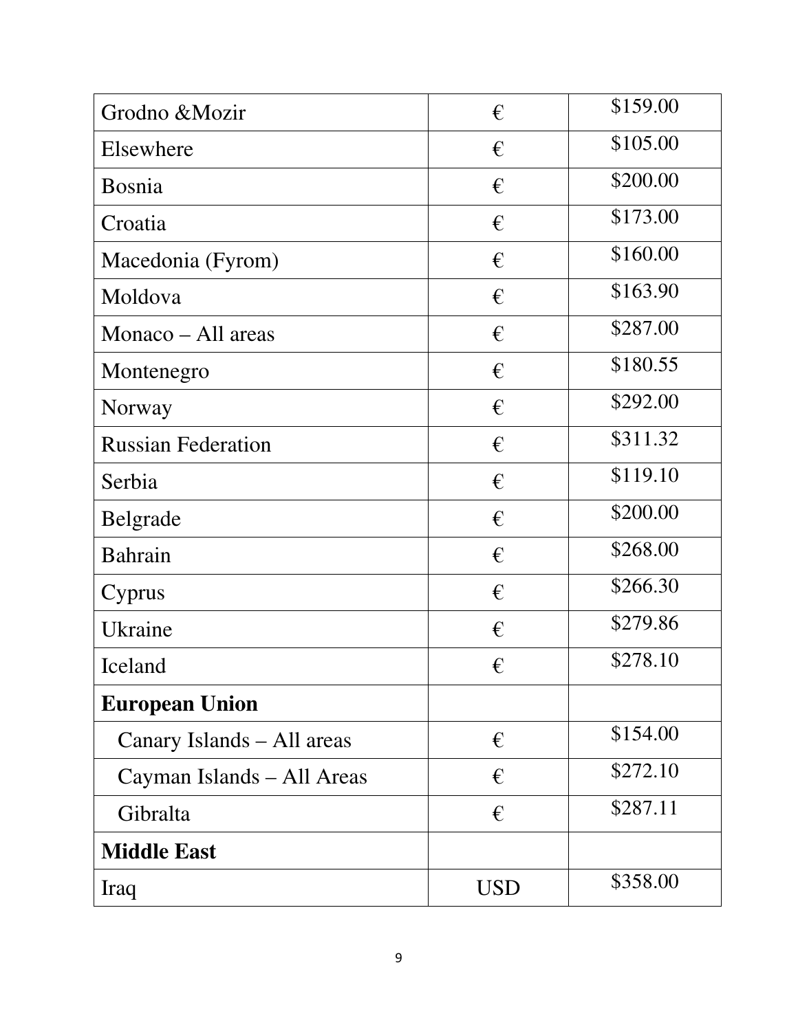| Grodno &Mozir | € | $159.00 |
|---|---|---|
| Elsewhere | € | $105.00 |
| Bosnia | € | $200.00 |
| Croatia | € | $173.00 |
| Macedonia (Fyrom) | € | $160.00 |
| Moldova | € | $163.90 |
| Monaco – All areas | € | $287.00 |
| Montenegro | € | $180.55 |
| Norway | € | $292.00 |
| Russian Federation | € | $311.32 |
| Serbia | € | $119.10 |
| Belgrade | € | $200.00 |
| Bahrain | € | $268.00 |
| Cyprus | € | $266.30 |
| Ukraine | € | $279.86 |
| Iceland | € | $278.10 |
| **European Union** | | |
| Canary Islands – All areas | € | $154.00 |
| Cayman Islands – All Areas | € | $272.10 |
| Gibralta | € | $287.11 |
| **Middle East** | | |
| Iraq | USD | $358.00 |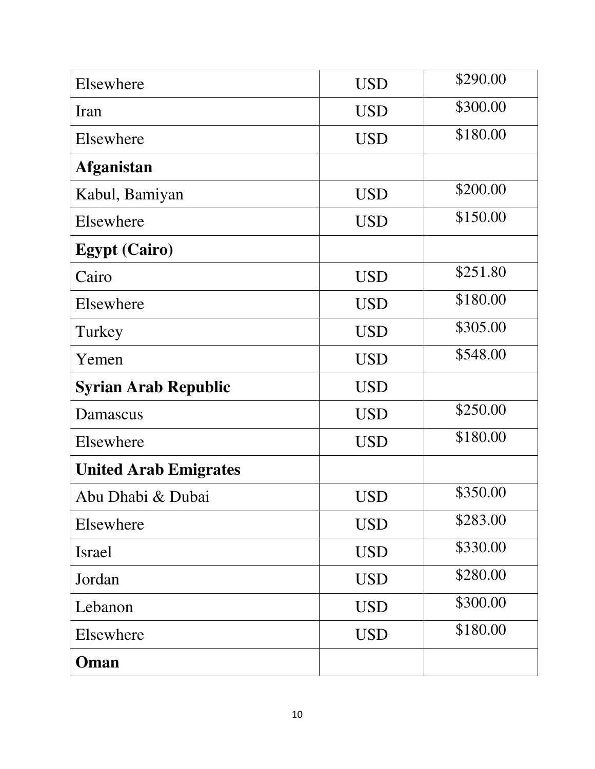| | | |
|---|---|---|
| Elsewhere | USD | $290.00 |
| Iran | USD | $300.00 |
| Elsewhere | USD | $180.00 |
| **Afganistan** | | |
| Kabul, Bamiyan | USD | $200.00 |
| Elsewhere | USD | $150.00 |
| **Egypt (Cairo)** | | |
| Cairo | USD | $251.80 |
| Elsewhere | USD | $180.00 |
| Turkey | USD | $305.00 |
| Yemen | USD | $548.00 |
| **Syrian Arab Republic** | USD | |
| Damascus | USD | $250.00 |
| Elsewhere | USD | $180.00 |
| **United Arab Emigrates** | | |
| Abu Dhabi & Dubai | USD | $350.00 |
| Elsewhere | USD | $283.00 |
| Israel | USD | $330.00 |
| Jordan | USD | $280.00 |
| Lebanon | USD | $300.00 |
| Elsewhere | USD | $180.00 |
| **Oman** | | |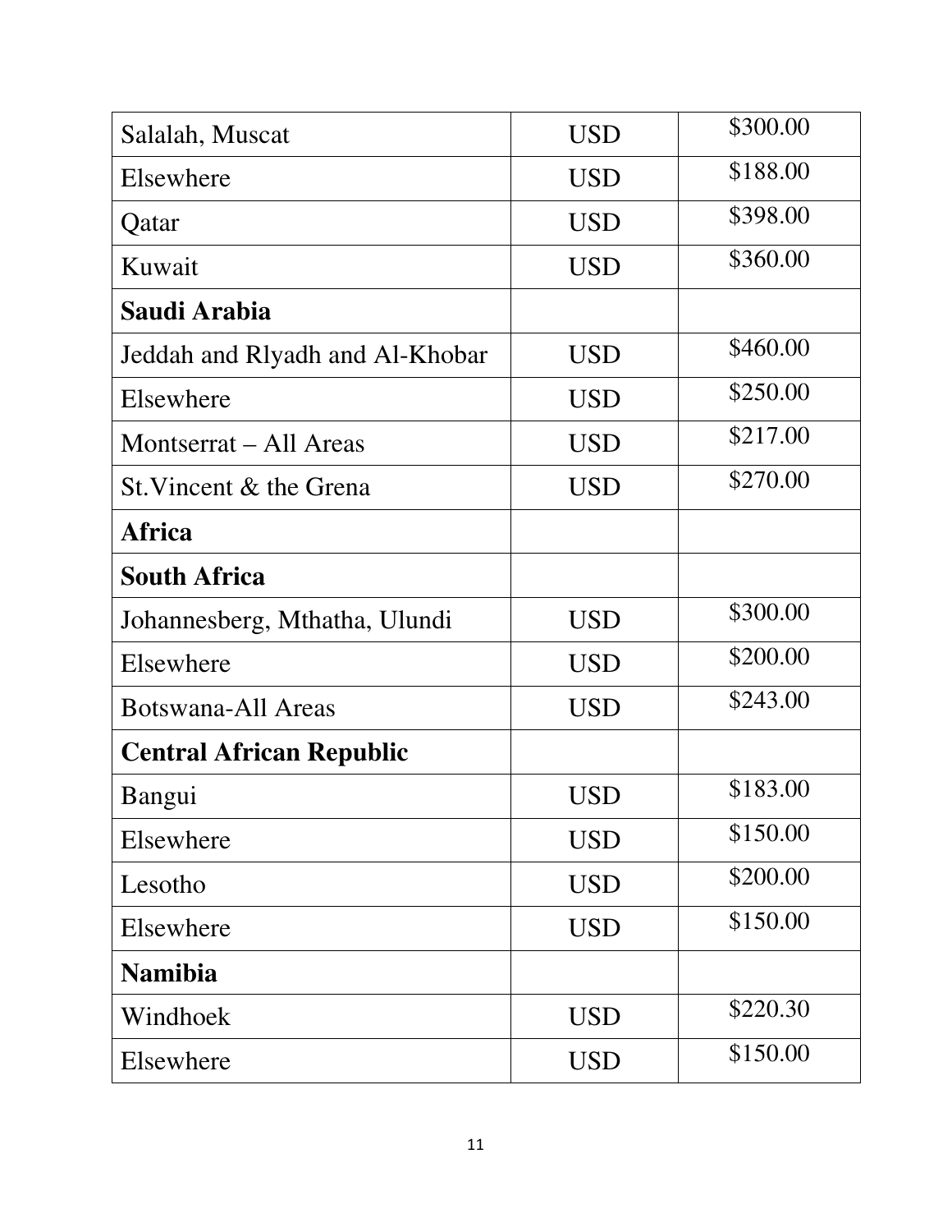| | | |
|---|---|---|
| Salalah, Muscat | USD | $300.00 |
| Elsewhere | USD | $188.00 |
| Qatar | USD | $398.00 |
| Kuwait | USD | $360.00 |
| **Saudi Arabia** | | |
| Jeddah and Rlyadh and Al-Khobar | USD | $460.00 |
| Elsewhere | USD | $250.00 |
| Montserrat – All Areas | USD | $217.00 |
| St.Vincent & the Grena | USD | $270.00 |
| **Africa** | | |
| **South Africa** | | |
| Johannesberg, Mthatha, Ulundi | USD | $300.00 |
| Elsewhere | USD | $200.00 |
| Botswana-All Areas | USD | $243.00 |
| **Central African Republic** | | |
| Bangui | USD | $183.00 |
| Elsewhere | USD | $150.00 |
| Lesotho | USD | $200.00 |
| Elsewhere | USD | $150.00 |
| **Namibia** | | |
| Windhoek | USD | $220.30 |
| Elsewhere | USD | $150.00 |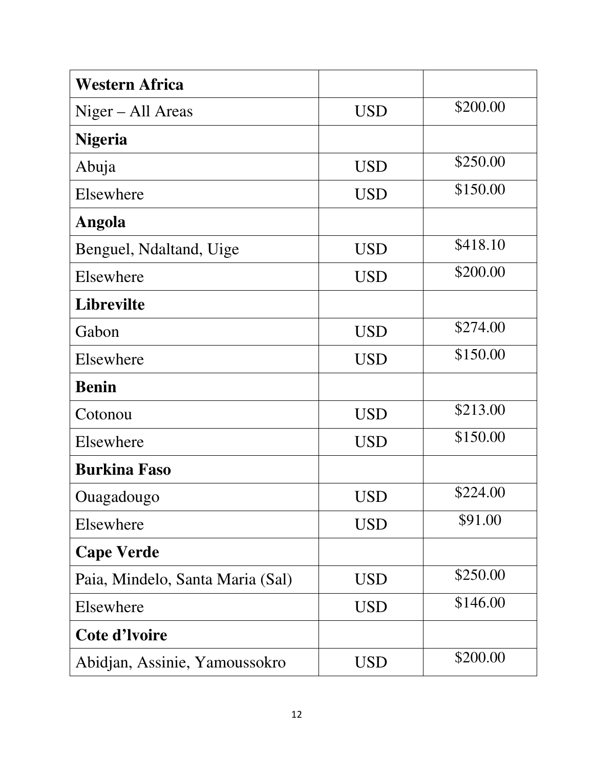| **Western Africa** | | |
|---|---|---|
| Niger – All Areas | USD | $200.00 |
| **Nigeria** | | |
| Abuja | USD | $250.00 |
| Elsewhere | USD | $150.00 |
| **Angola** | | |
| Benguel, Ndaltand, Uige | USD | $418.10 |
| Elsewhere | USD | $200.00 |
| **Librevilte** | | |
| Gabon | USD | $274.00 |
| Elsewhere | USD | $150.00 |
| **Benin** | | |
| Cotonou | USD | $213.00 |
| Elsewhere | USD | $150.00 |
| **Burkina Faso** | | |
| Ouagadougo | USD | $224.00 |
| Elsewhere | USD | $91.00 |
| **Cape Verde** | | |
| Paia, Mindelo, Santa Maria (Sal) | USD | $250.00 |
| Elsewhere | USD | $146.00 |
| **Cote d'lvoire** | | |
| Abidjan, Assinie, Yamoussokro | USD | $200.00 |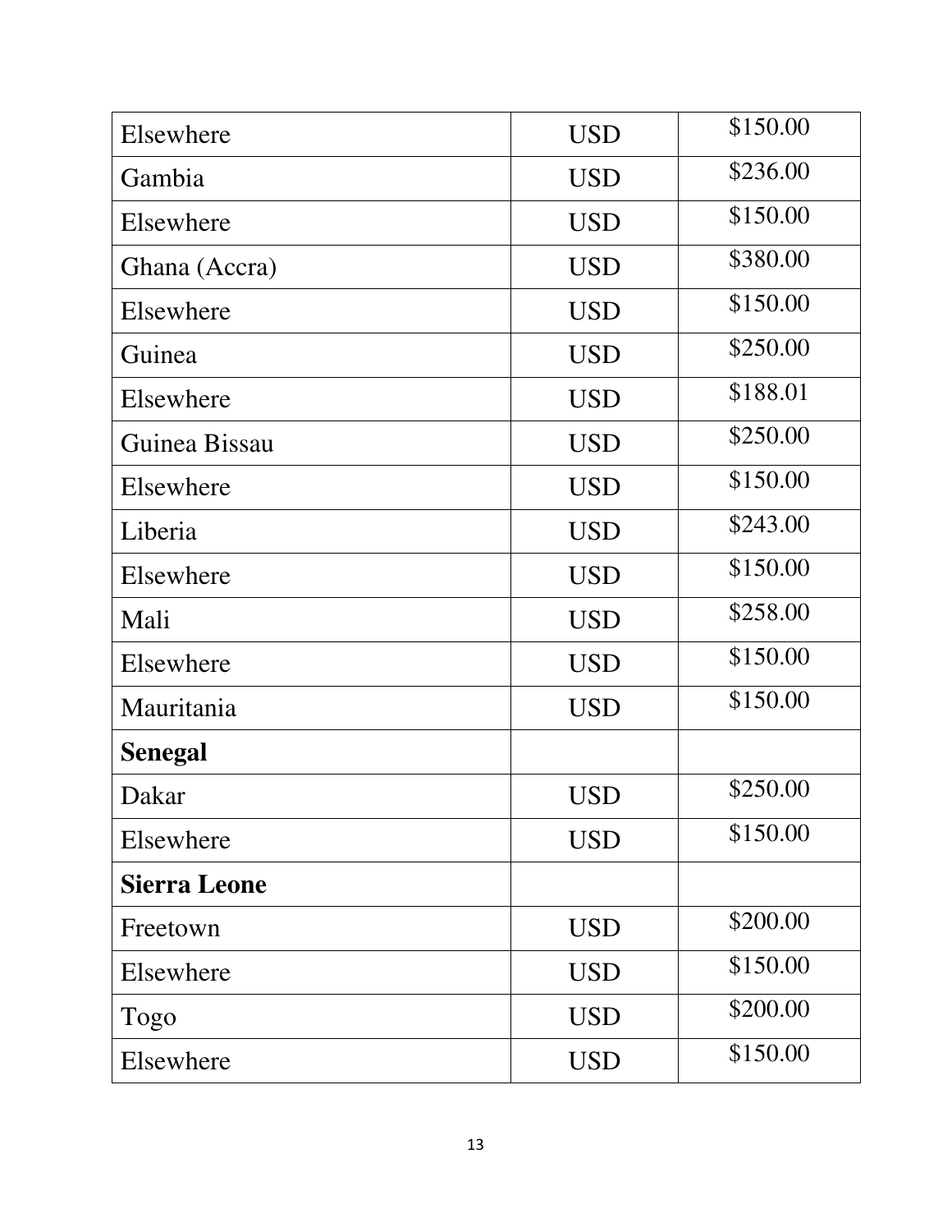| Elsewhere | USD | $150.00 |
|---|---|---|
| Gambia | USD | $236.00 |
| Elsewhere | USD | $150.00 |
| Ghana (Accra) | USD | $380.00 |
| Elsewhere | USD | $150.00 |
| Guinea | USD | $250.00 |
| Elsewhere | USD | $188.01 |
| Guinea Bissau | USD | $250.00 |
| Elsewhere | USD | $150.00 |
| Liberia | USD | $243.00 |
| Elsewhere | USD | $150.00 |
| Mali | USD | $258.00 |
| Elsewhere | USD | $150.00 |
| Mauritania | USD | $150.00 |
| **Senegal** | | |
| Dakar | USD | $250.00 |
| Elsewhere | USD | $150.00 |
| **Sierra Leone** | | |
| Freetown | USD | $200.00 |
| Elsewhere | USD | $150.00 |
| Togo | USD | $200.00 |
| Elsewhere | USD | $150.00 |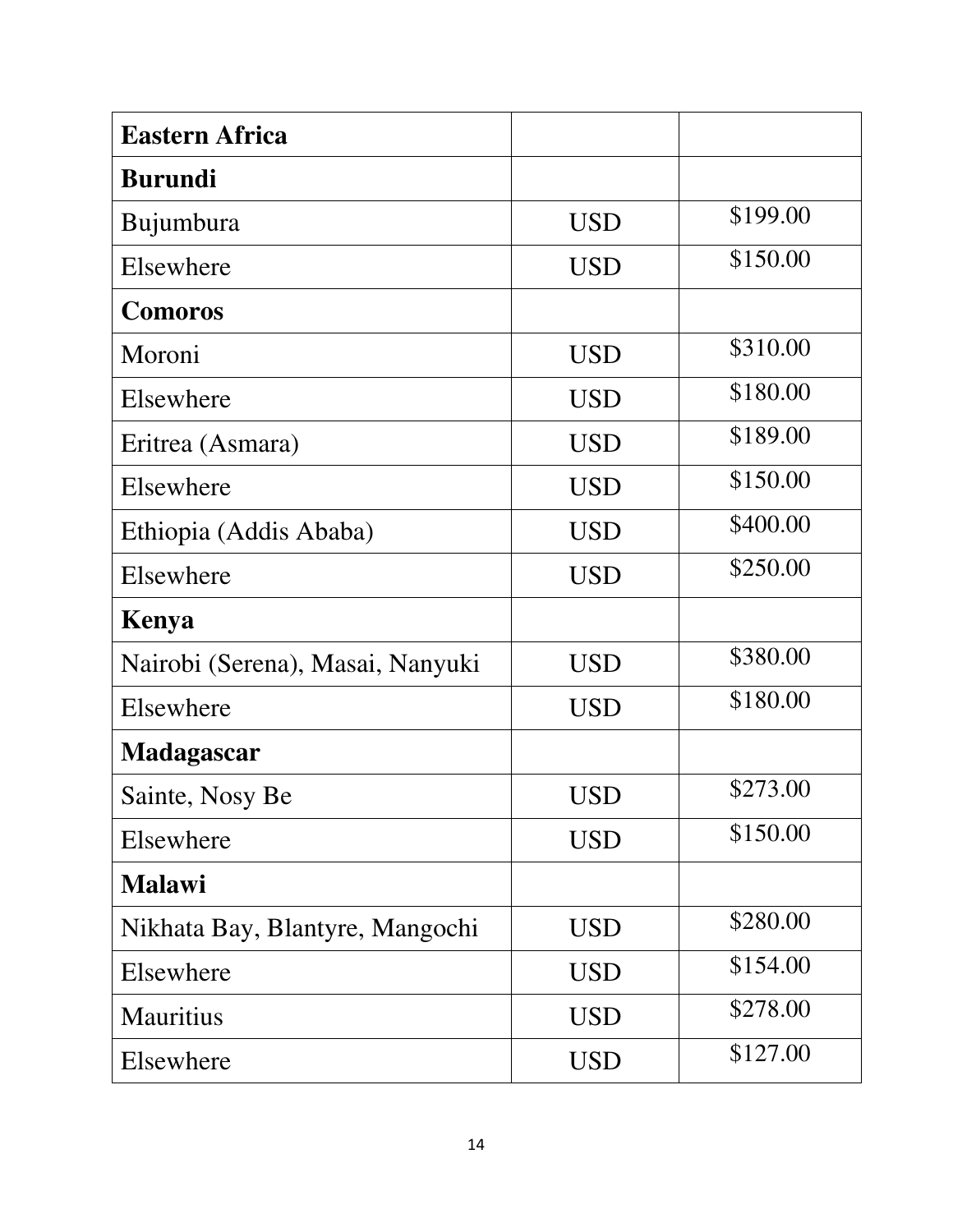| Eastern Africa | | |
|---|---|---|
| **Burundi** | | |
| Bujumbura | USD | $199.00 |
| Elsewhere | USD | $150.00 |
| **Comoros** | | |
| Moroni | USD | $310.00 |
| Elsewhere | USD | $180.00 |
| Eritrea (Asmara) | USD | $189.00 |
| Elsewhere | USD | $150.00 |
| Ethiopia (Addis Ababa) | USD | $400.00 |
| Elsewhere | USD | $250.00 |
| **Kenya** | | |
| Nairobi (Serena), Masai, Nanyuki | USD | $380.00 |
| Elsewhere | USD | $180.00 |
| **Madagascar** | | |
| Sainte, Nosy Be | USD | $273.00 |
| Elsewhere | USD | $150.00 |
| **Malawi** | | |
| Nikhata Bay, Blantyre, Mangochi | USD | $280.00 |
| Elsewhere | USD | $154.00 |
| Mauritius | USD | $278.00 |
| Elsewhere | USD | $127.00 |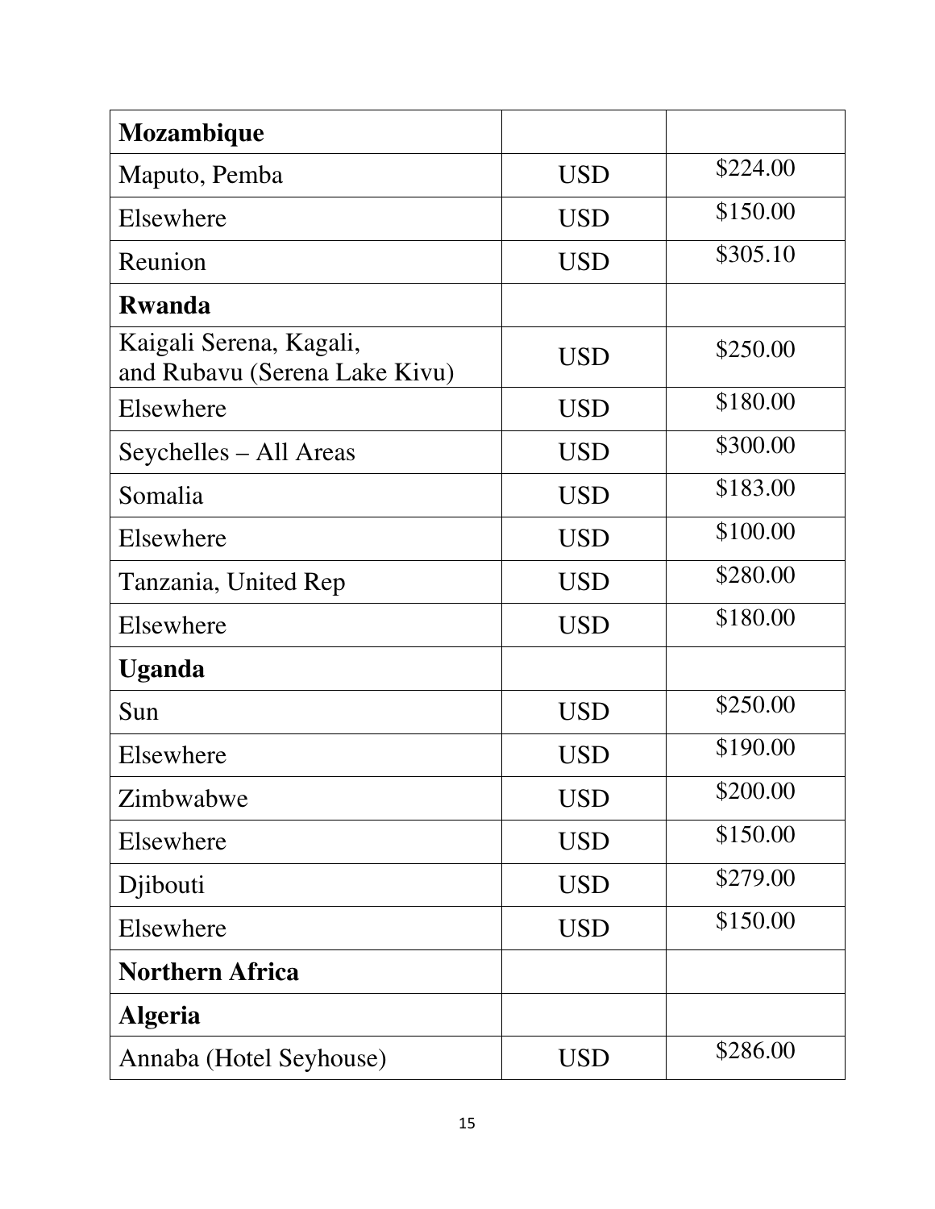| **Mozambique** | | |
|---|---|---|
| Maputo, Pemba | USD | $224.00 |
| Elsewhere | USD | $150.00 |
| Reunion | USD | $305.10 |
| **Rwanda** | | |
| Kaigali Serena, Kagali, and Rubavu (Serena Lake Kivu) | USD | $250.00 |
| Elsewhere | USD | $180.00 |
| Seychelles – All Areas | USD | $300.00 |
| Somalia | USD | $183.00 |
| Elsewhere | USD | $100.00 |
| Tanzania, United Rep | USD | $280.00 |
| Elsewhere | USD | $180.00 |
| **Uganda** | | |
| Sun | USD | $250.00 |
| Elsewhere | USD | $190.00 |
| Zimbwabwe | USD | $200.00 |
| Elsewhere | USD | $150.00 |
| Djibouti | USD | $279.00 |
| Elsewhere | USD | $150.00 |
| **Northern Africa** | | |
| **Algeria** | | |
| Annaba (Hotel Seyhouse) | USD | $286.00 |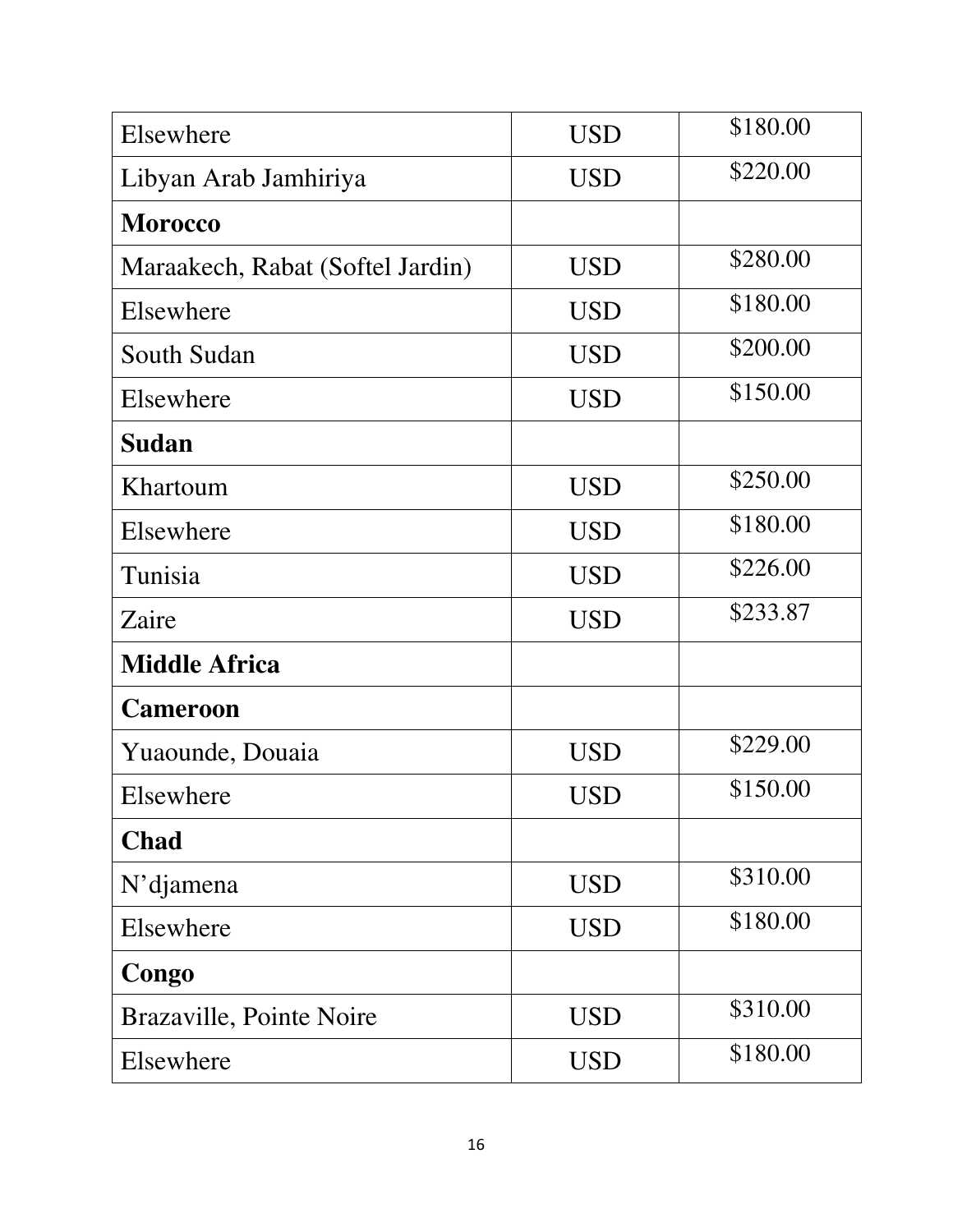| | | |
|---|---|---|
| Elsewhere | USD | $180.00 |
| Libyan Arab Jamhiriya | USD | $220.00 |
| **Morocco** | | |
| Maraakech, Rabat (Softel Jardin) | USD | $280.00 |
| Elsewhere | USD | $180.00 |
| South Sudan | USD | $200.00 |
| Elsewhere | USD | $150.00 |
| **Sudan** | | |
| Khartoum | USD | $250.00 |
| Elsewhere | USD | $180.00 |
| Tunisia | USD | $226.00 |
| Zaire | USD | $233.87 |
| **Middle Africa** | | |
| **Cameroon** | | |
| Yuaounde, Douaia | USD | $229.00 |
| Elsewhere | USD | $150.00 |
| **Chad** | | |
| N'djamena | USD | $310.00 |
| Elsewhere | USD | $180.00 |
| **Congo** | | |
| Brazaville, Pointe Noire | USD | $310.00 |
| Elsewhere | USD | $180.00 |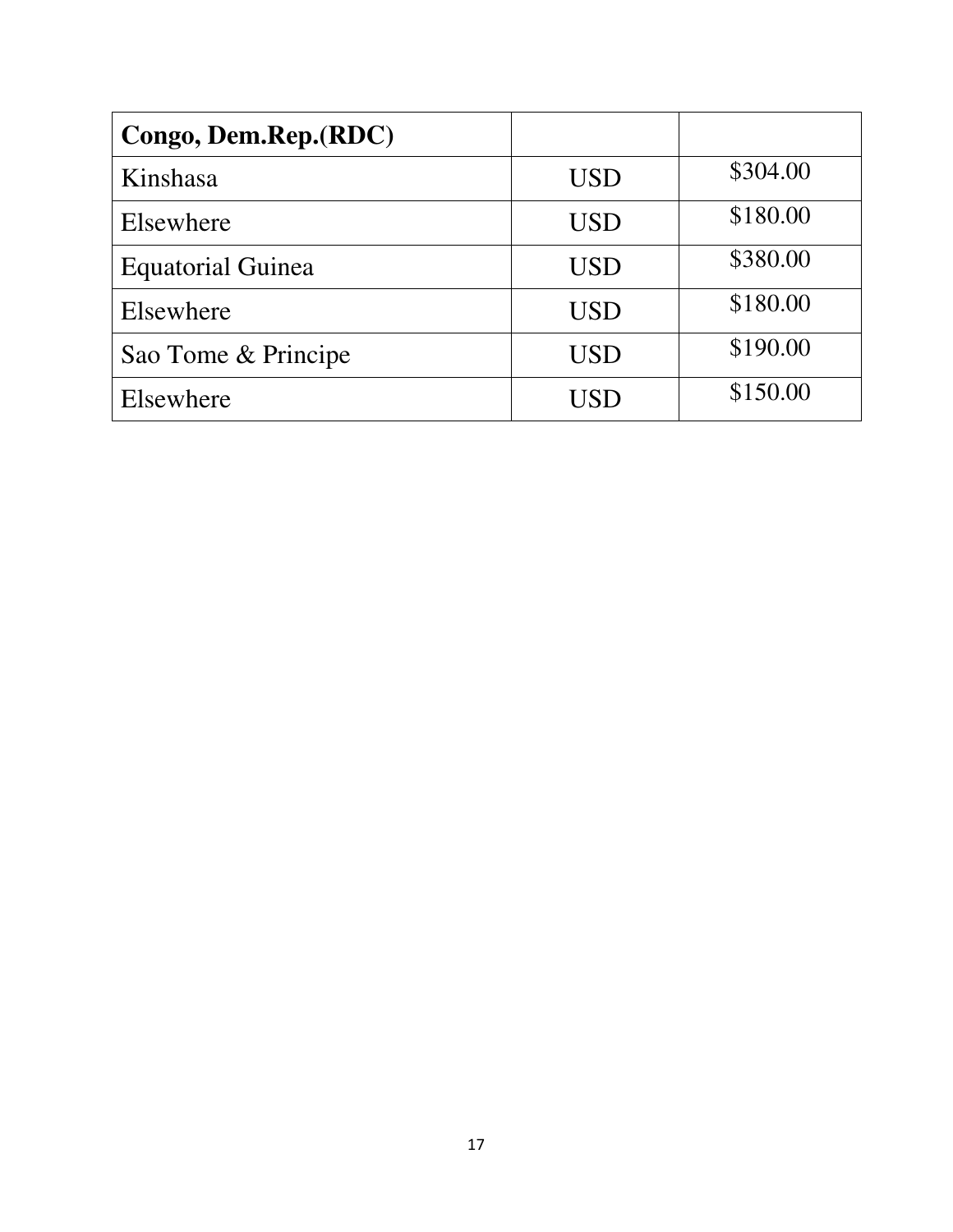| | | |
|---|---|---|
| **Congo, Dem.Rep.(RDC)** | | |
| Kinshasa | USD | $304.00 |
| Elsewhere | USD | $180.00 |
| Equatorial Guinea | USD | $380.00 |
| Elsewhere | USD | $180.00 |
| Sao Tome & Principe | USD | $190.00 |
| Elsewhere | USD | $150.00 |